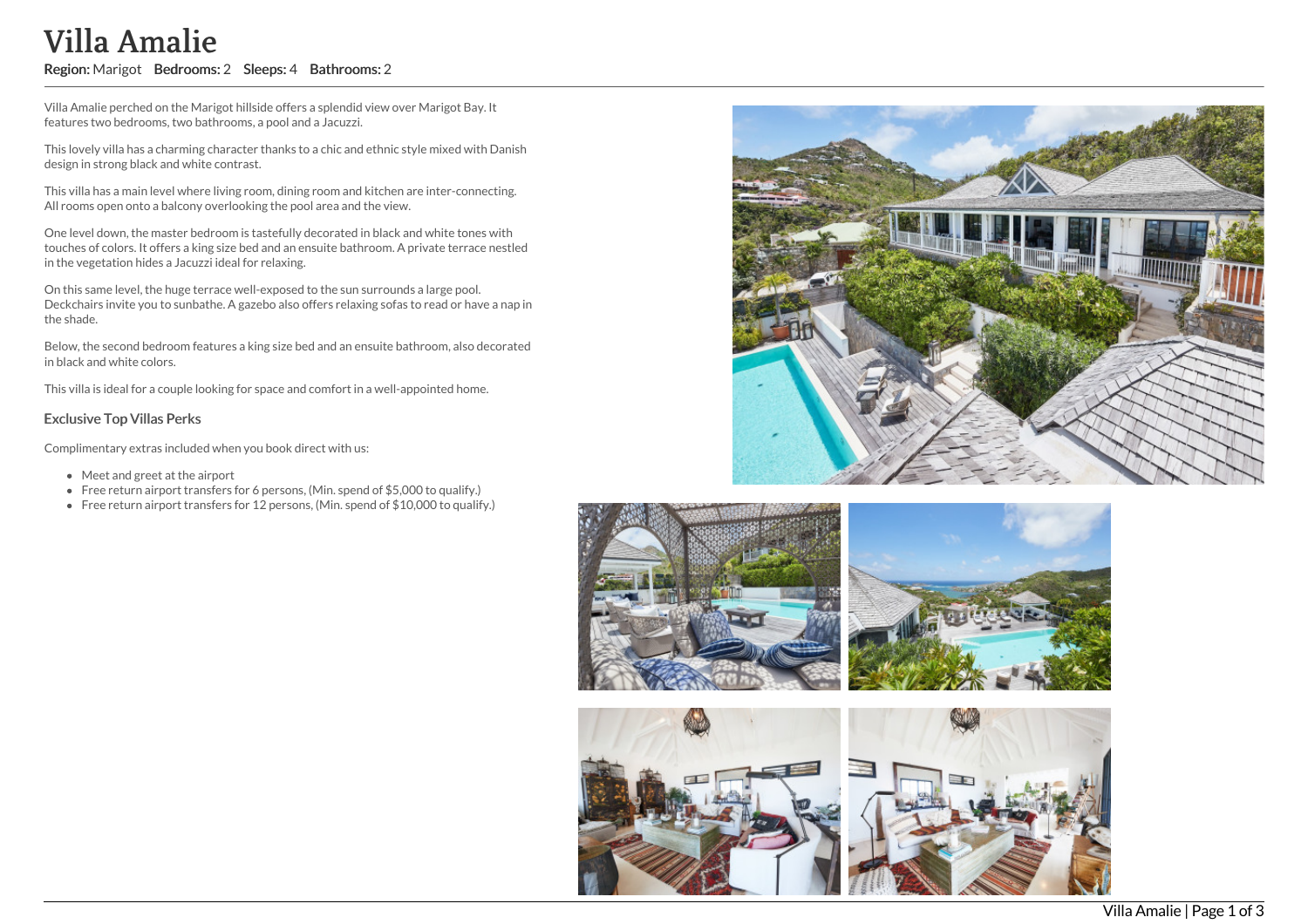# Villa Amalie

**Region:** Marigot **Bedrooms:** 2 **Sleeps:** 4 **Bathrooms:** 2

Villa Amalie perched on the Marigot hillside offers a splendid view over Marigot Bay. It features two bedrooms, two bathrooms, a pool and a Jacuzzi.

This lovely villa has a charming character thanks to a chic and ethnic style mixed with Danish design in strong black and white contrast.

This villa has a main level where living room, dining room and kitchen are inter-connecting. All rooms open onto a balcony overlooking the pool area and the view.

One level down, the master bedroom is tastefully decorated in black and white tones with touches of colors. It offers a king size bed and an ensuite bathroom. A private terrace nestled in the vegetation hides a Jacuzzi ideal for relaxing.

On this same level, the huge terrace well-exposed to the sun surrounds a large pool. Deckchairs invite you to sunbathe. A gazebo also offers relaxing sofas to read or have a nap in the shade.

Below, the second bedroom features a king size bed and an ensuite bathroom, also decorated in black and white colors.

This villa is ideal for a couple looking for space and comfort in a well-appointed home.

### Exclusive Top Villas Perks

Complimentary extras included when you book direct with us:

- Meet and greet at the airport
- Free return airport transfers for 6 persons, (Min. spend of $5,000 to qualify.)
- Free return airport transfers for 12 persons, (Min. spend of $10,000 to qualify.)